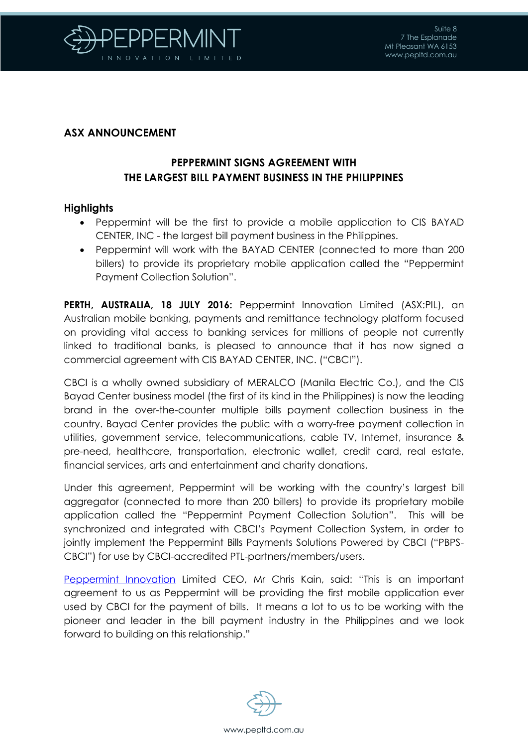## ASX ANNOUNCEMENT

### PEPPERMINT SIGNS AGREEMENT WITH THE LARGEST BILL PAYMENT BUSINESS IN THE PHILIPPINES

**Highlights**

- Peppermint will be the first to provide a mobile application to CIS BAYAD CENTER, INC - the largest bill payment business in the Philippines.
- Peppermint will work with the BAYAD CENTER (connected to more than 200 billers) to provide its proprietary mobile application called the "Peppermint Payment Collection Solution".

**PERTH, AUSTRALIA, 18 JULY 2016:** Peppermint Innovation Limited (ASX:PIL), an Australian mobile banking, payments and remittance technology platform focused on providing vital access to banking services for millions of people not currently linked to traditional banks, is pleased to announce that it has now signed a commercial agreement with CIS BAYAD CENTER, INC. ("CBCI").

CBCI is a wholly owned subsidiary of MERALCO (Manila Electric Co.), and the CIS Bayad Center business model (the first of its kind in the Philippines) is now the leading brand in the over-the-counter multiple bills payment collection business in the country. Bayad Center provides the public with a worry-free payment collection in utilities, government service, telecommunications, cable TV, Internet, insurance & pre-need, healthcare, transportation, electronic wallet, credit card, real estate, financial services, arts and entertainment and charity donations,

Under this agreement, Peppermint will be working with the country's largest bill aggregator (connected to more than 200 billers) to provide its proprietary mobile application called the "Peppermint Payment Collection Solution". This will be synchronized and integrated with CBCI's Payment Collection System, in order to jointly implement the Peppermint Bills Payments Solutions Powered by CBCI ("PBPS-CBCI") for use by CBCI-accredited PTL-partners/members/users.

Peppermint Innovation Limited CEO, Mr Chris Kain, said: "This is an important agreement to us as Peppermint will be providing the first mobile application ever used by CBCI for the payment of bills. It means a lot to us to be working with the pioneer and leader in the bill payment industry in the Philippines and we look forward to building on this relationship."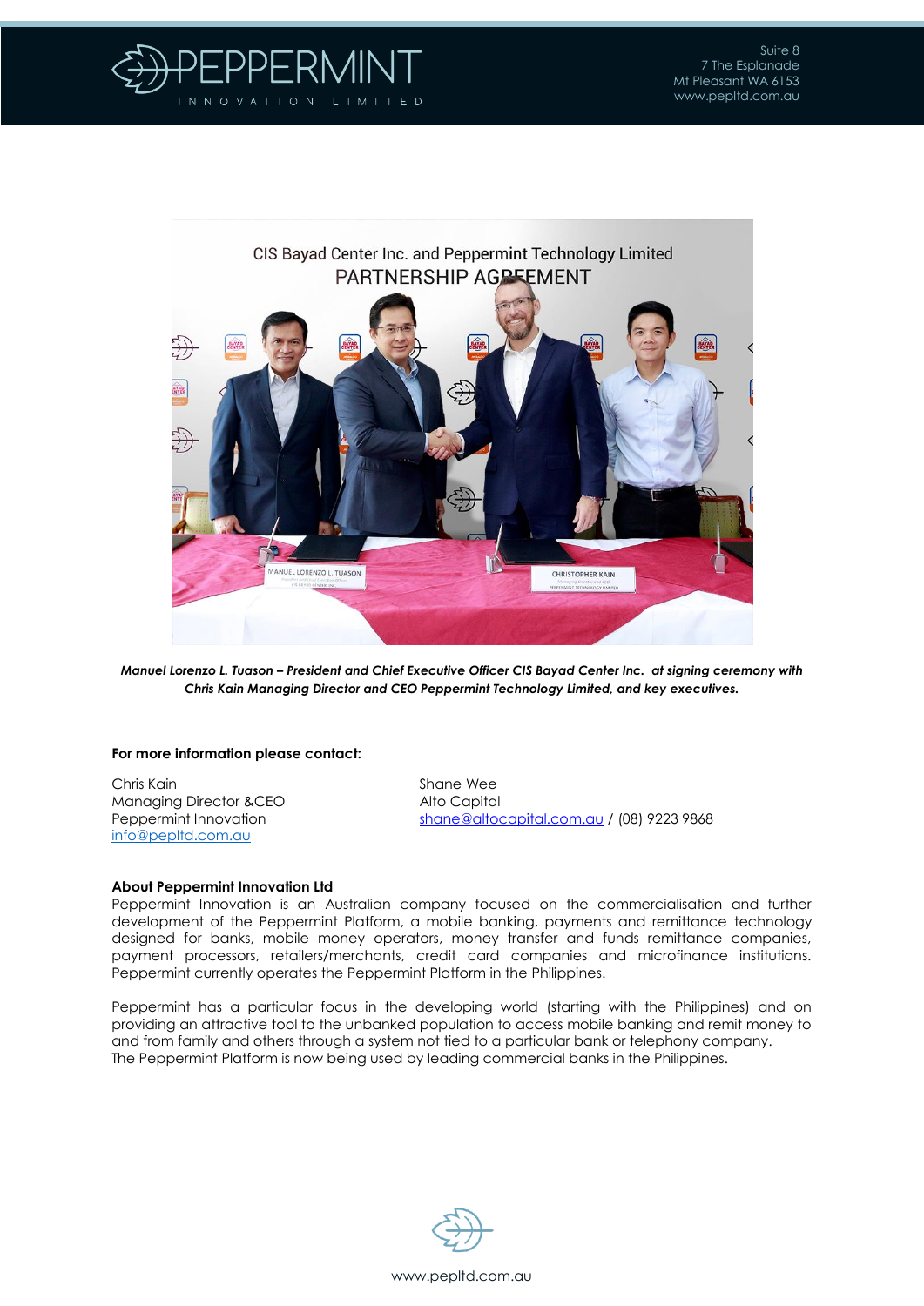***Manuel Lorenzo L. Tuason – President and Chief Executive Officer CIS Bayad Center Inc. at signing ceremony with Chris Kain Managing Director and CEO Peppermint Technology Limited, and key executives.***

**For more information please contact:**

Chris Kain
Managing Director &CEO
Peppermint Innovation
info@pepltd.com.au

Shane Wee
Alto Capital
shane@altocapital.com.au / (08) 9223 9868

**About Peppermint Innovation Ltd**

Peppermint Innovation is an Australian company focused on the commercialisation and further development of the Peppermint Platform, a mobile banking, payments and remittance technology designed for banks, mobile money operators, money transfer and funds remittance companies, payment processors, retailers/merchants, credit card companies and microfinance institutions. Peppermint currently operates the Peppermint Platform in the Philippines.

Peppermint has a particular focus in the developing world (starting with the Philippines) and on providing an attractive tool to the unbanked population to access mobile banking and remit money to and from family and others through a system not tied to a particular bank or telephony company. The Peppermint Platform is now being used by leading commercial banks in the Philippines.